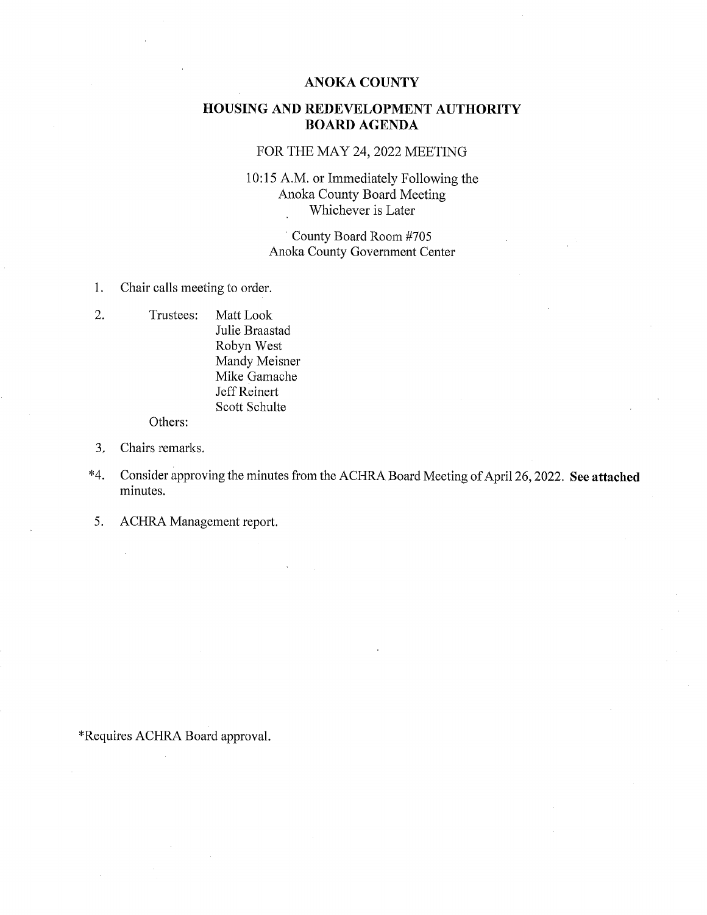# ANOKA COUNTY

## HOUSING AND REDEVELOPMENT AUTHORITY BOARD AGENDA

FOR THE MAY 24, 2022 MEETING

10:15 A.M. or Immediately Following the Anoka County Board Meeting Whichever is Later

County Board Room #705
Anoka County Government Center

1. Chair calls meeting to order.

2. Trustees: Matt Look
   Julie Braastad
   Robyn West
   Mandy Meisner
   Mike Gamache
   Jeff Reinert
   Scott Schulte

   Others:

3. Chairs remarks.

*4. Consider approving the minutes from the ACHRA Board Meeting of April 26, 2022. **See attached** minutes.

5. ACHRA Management report.

*Requires ACHRA Board approval.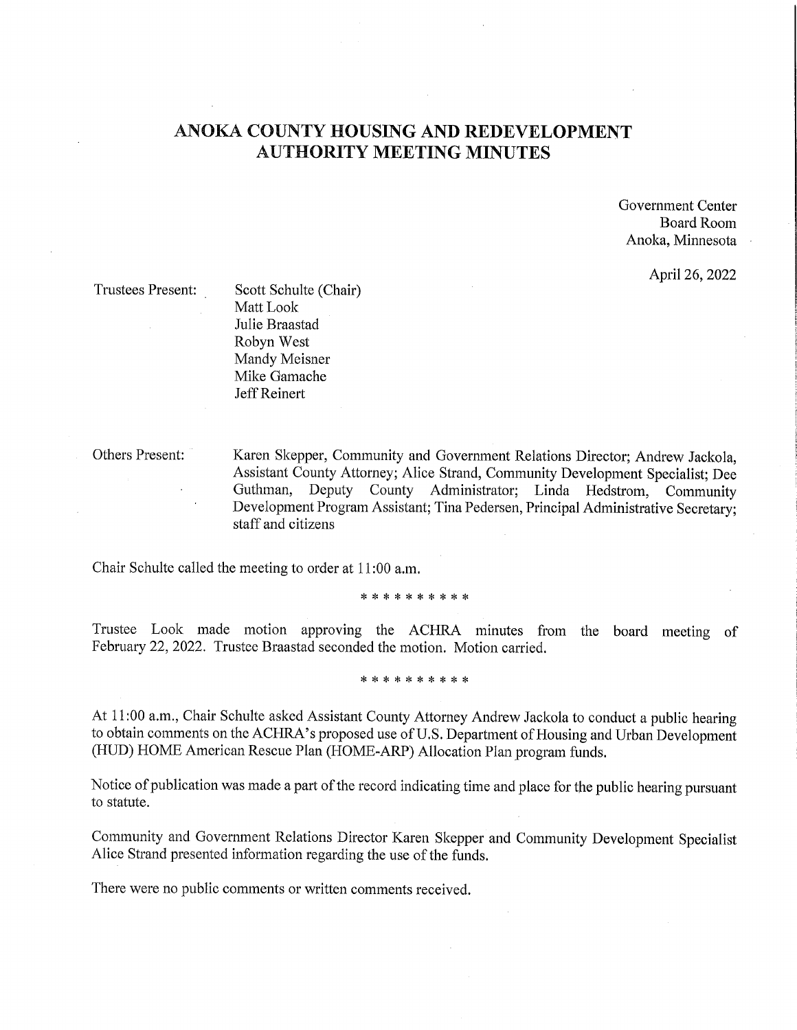# ANOKA COUNTY HOUSING AND REDEVELOPMENT AUTHORITY MEETING MINUTES

Government Center
Board Room
Anoka, Minnesota

April 26, 2022

Trustees Present:
Scott Schulte (Chair)
Matt Look
Julie Braastad
Robyn West
Mandy Meisner
Mike Gamache
Jeff Reinert

Others Present: Karen Skepper, Community and Government Relations Director; Andrew Jackola, Assistant County Attorney; Alice Strand, Community Development Specialist; Dee Guthman, Deputy County Administrator; Linda Hedstrom, Community Development Program Assistant; Tina Pedersen, Principal Administrative Secretary; staff and citizens

Chair Schulte called the meeting to order at 11:00 a.m.

\* \* \* \* \* \* \* \* \* \*

Trustee Look made motion approving the ACHRA minutes from the board meeting of February 22, 2022. Trustee Braastad seconded the motion. Motion carried.

\* \* \* \* \* \* \* \* \* \*

At 11:00 a.m., Chair Schulte asked Assistant County Attorney Andrew Jackola to conduct a public hearing to obtain comments on the ACHRA's proposed use of U.S. Department of Housing and Urban Development (HUD) HOME American Rescue Plan (HOME-ARP) Allocation Plan program funds.

Notice of publication was made a part of the record indicating time and place for the public hearing pursuant to statute.

Community and Government Relations Director Karen Skepper and Community Development Specialist Alice Strand presented information regarding the use of the funds.

There were no public comments or written comments received.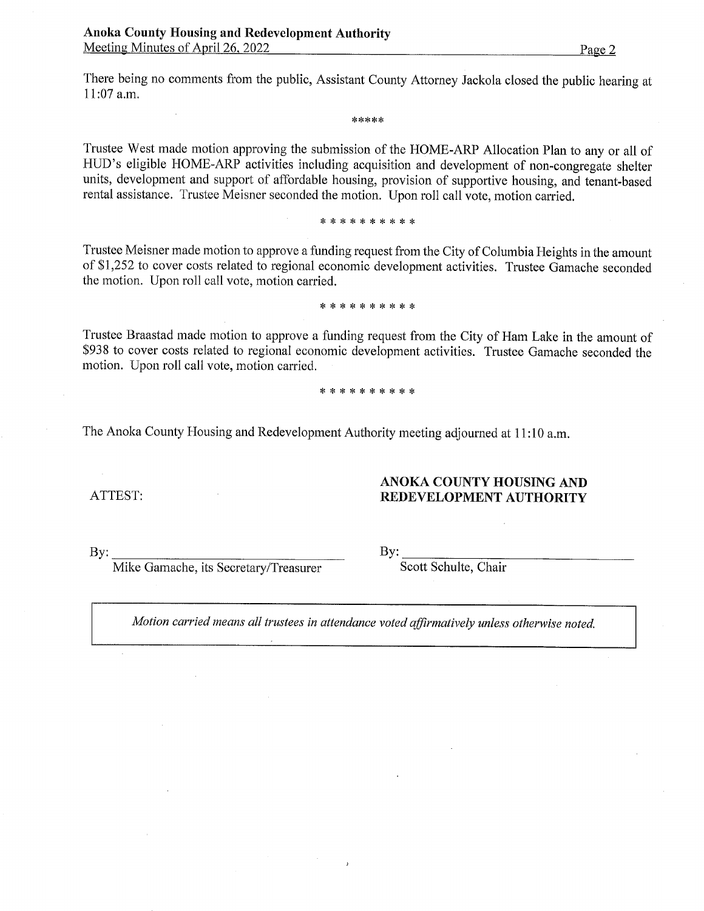There being no comments from the public, Assistant County Attorney Jackola closed the public hearing at 11:07 a.m.

*****

Trustee West made motion approving the submission of the HOME-ARP Allocation Plan to any or all of HUD's eligible HOME-ARP activities including acquisition and development of non-congregate shelter units, development and support of affordable housing, provision of supportive housing, and tenant-based rental assistance. Trustee Meisner seconded the motion. Upon roll call vote, motion carried.

* * * * * * * * * *

Trustee Meisner made motion to approve a funding request from the City of Columbia Heights in the amount of $1,252 to cover costs related to regional economic development activities. Trustee Gamache seconded the motion. Upon roll call vote, motion carried.

* * * * * * * * * *

Trustee Braastad made motion to approve a funding request from the City of Ham Lake in the amount of $938 to cover costs related to regional economic development activities. Trustee Gamache seconded the motion. Upon roll call vote, motion carried.

* * * * * * * * * *

The Anoka County Housing and Redevelopment Authority meeting adjourned at 11:10 a.m.

ATTEST:

By: ______________________________
Mike Gamache, its Secretary/Treasurer

**ANOKA COUNTY HOUSING AND REDEVELOPMENT AUTHORITY**

By: ______________________________
Scott Schulte, Chair

*Motion carried means all trustees in attendance voted affirmatively unless otherwise noted.*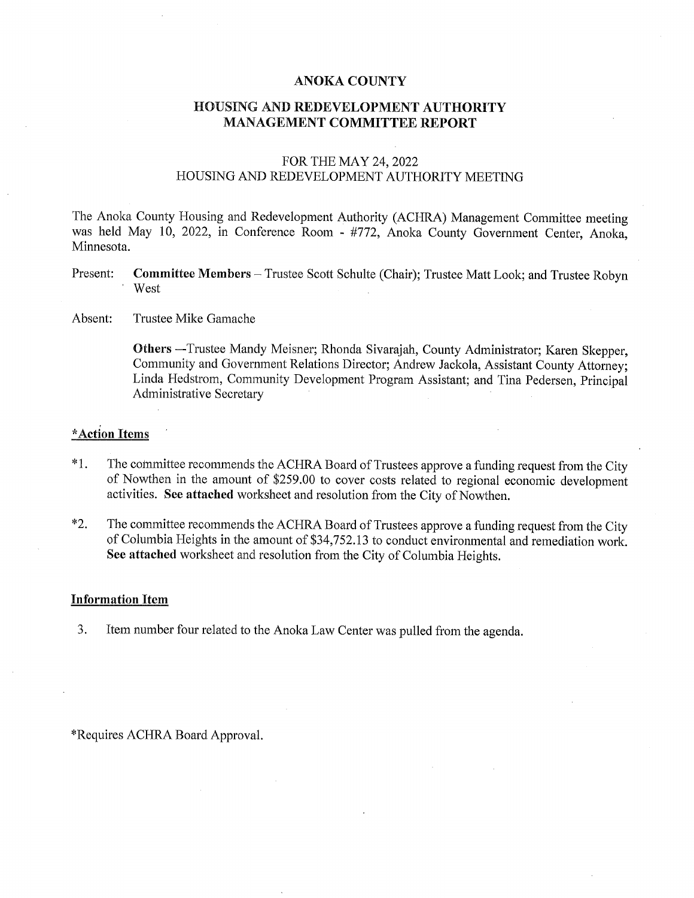**ANOKA COUNTY**

**HOUSING AND REDEVELOPMENT AUTHORITY MANAGEMENT COMMITTEE REPORT**

FOR THE MAY 24, 2022
HOUSING AND REDEVELOPMENT AUTHORITY MEETING

The Anoka County Housing and Redevelopment Authority (ACHRA) Management Committee meeting was held May 10, 2022, in Conference Room - #772, Anoka County Government Center, Anoka, Minnesota.

Present: **Committee Members** – Trustee Scott Schulte (Chair); Trustee Matt Look; and Trustee Robyn West

Absent: Trustee Mike Gamache

**Others** —Trustee Mandy Meisner; Rhonda Sivarajah, County Administrator; Karen Skepper, Community and Government Relations Director; Andrew Jackola, Assistant County Attorney; Linda Hedstrom, Community Development Program Assistant; and Tina Pedersen, Principal Administrative Secretary

**<u>*Action Items</u>**

*1. The committee recommends the ACHRA Board of Trustees approve a funding request from the City of Nowthen in the amount of $259.00 to cover costs related to regional economic development activities. **See attached** worksheet and resolution from the City of Nowthen.

*2. The committee recommends the ACHRA Board of Trustees approve a funding request from the City of Columbia Heights in the amount of $34,752.13 to conduct environmental and remediation work. **See attached** worksheet and resolution from the City of Columbia Heights.

**<u>Information Item</u>**

3. Item number four related to the Anoka Law Center was pulled from the agenda.

*Requires ACHRA Board Approval.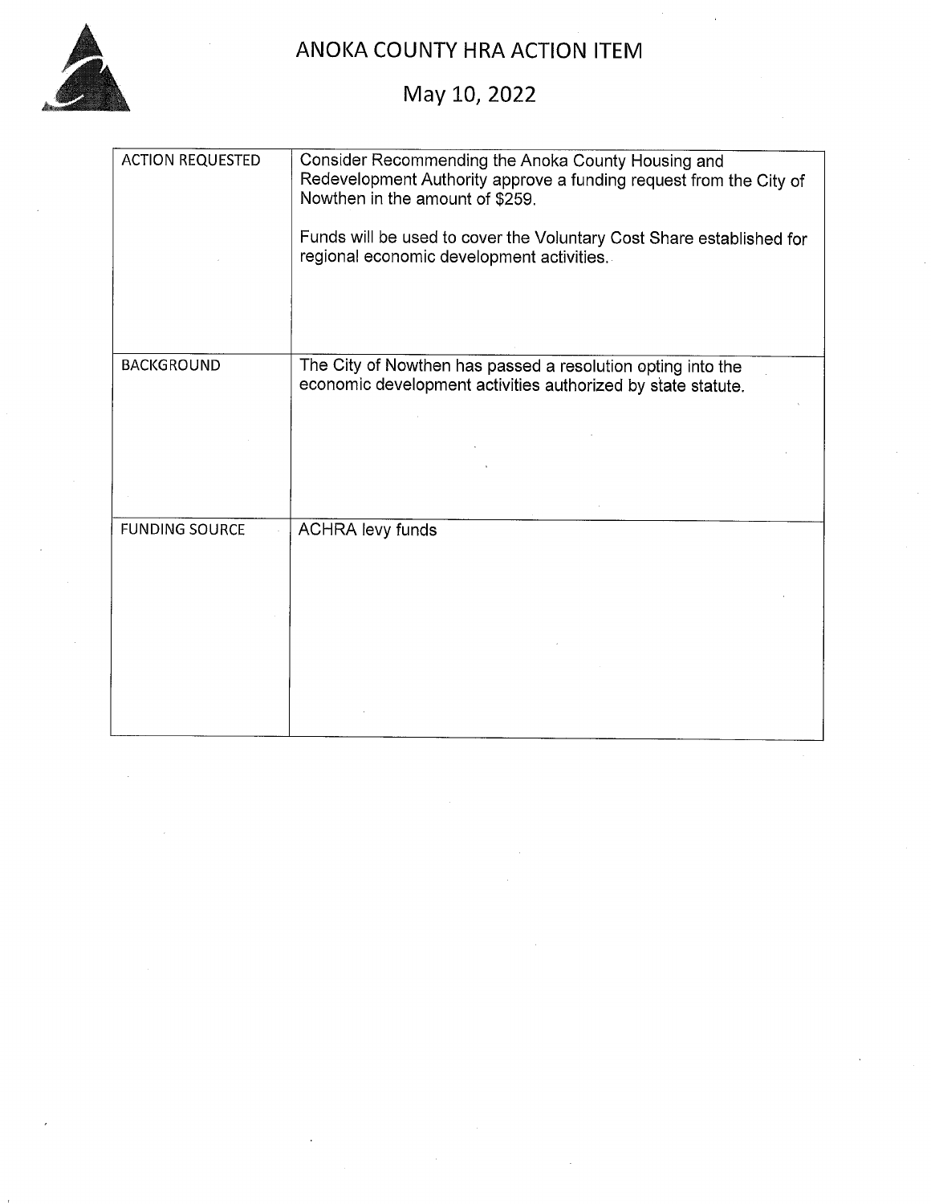# ANOKA COUNTY HRA ACTION ITEM

## May 10, 2022

| | |
|---|---|
| ACTION REQUESTED | Consider Recommending the Anoka County Housing and Redevelopment Authority approve a funding request from the City of Nowthen in the amount of $259.<br><br>Funds will be used to cover the Voluntary Cost Share established for regional economic development activities. |
| BACKGROUND | The City of Nowthen has passed a resolution opting into the economic development activities authorized by state statute. |
| FUNDING SOURCE | ACHRA levy funds |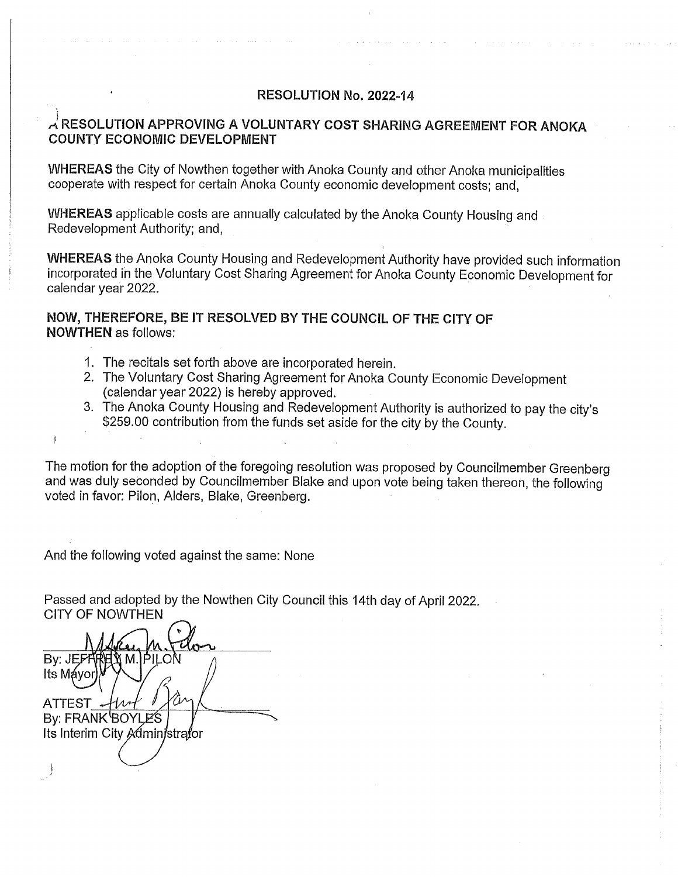# RESOLUTION No. 2022-14

## A RESOLUTION APPROVING A VOLUNTARY COST SHARING AGREEMENT FOR ANOKA COUNTY ECONOMIC DEVELOPMENT

**WHEREAS** the City of Nowthen together with Anoka County and other Anoka municipalities cooperate with respect for certain Anoka County economic development costs; and,

**WHEREAS** applicable costs are annually calculated by the Anoka County Housing and Redevelopment Authority; and,

**WHEREAS** the Anoka County Housing and Redevelopment Authority have provided such information incorporated in the Voluntary Cost Sharing Agreement for Anoka County Economic Development for calendar year 2022.

**NOW, THEREFORE, BE IT RESOLVED BY THE COUNCIL OF THE CITY OF NOWTHEN** as follows:

1. The recitals set forth above are incorporated herein.
2. The Voluntary Cost Sharing Agreement for Anoka County Economic Development (calendar year 2022) is hereby approved.
3. The Anoka County Housing and Redevelopment Authority is authorized to pay the city's $259.00 contribution from the funds set aside for the city by the County.

The motion for the adoption of the foregoing resolution was proposed by Councilmember Greenberg and was duly seconded by Councilmember Blake and upon vote being taken thereon, the following voted in favor: Pilon, Alders, Blake, Greenberg.

And the following voted against the same: None

Passed and adopted by the Nowthen City Council this 14th day of April 2022.
CITY OF NOWTHEN

By: JEFFREY M. PILON
Its Mayor

ATTEST
By: FRANK BOYLES
Its Interim City Administrator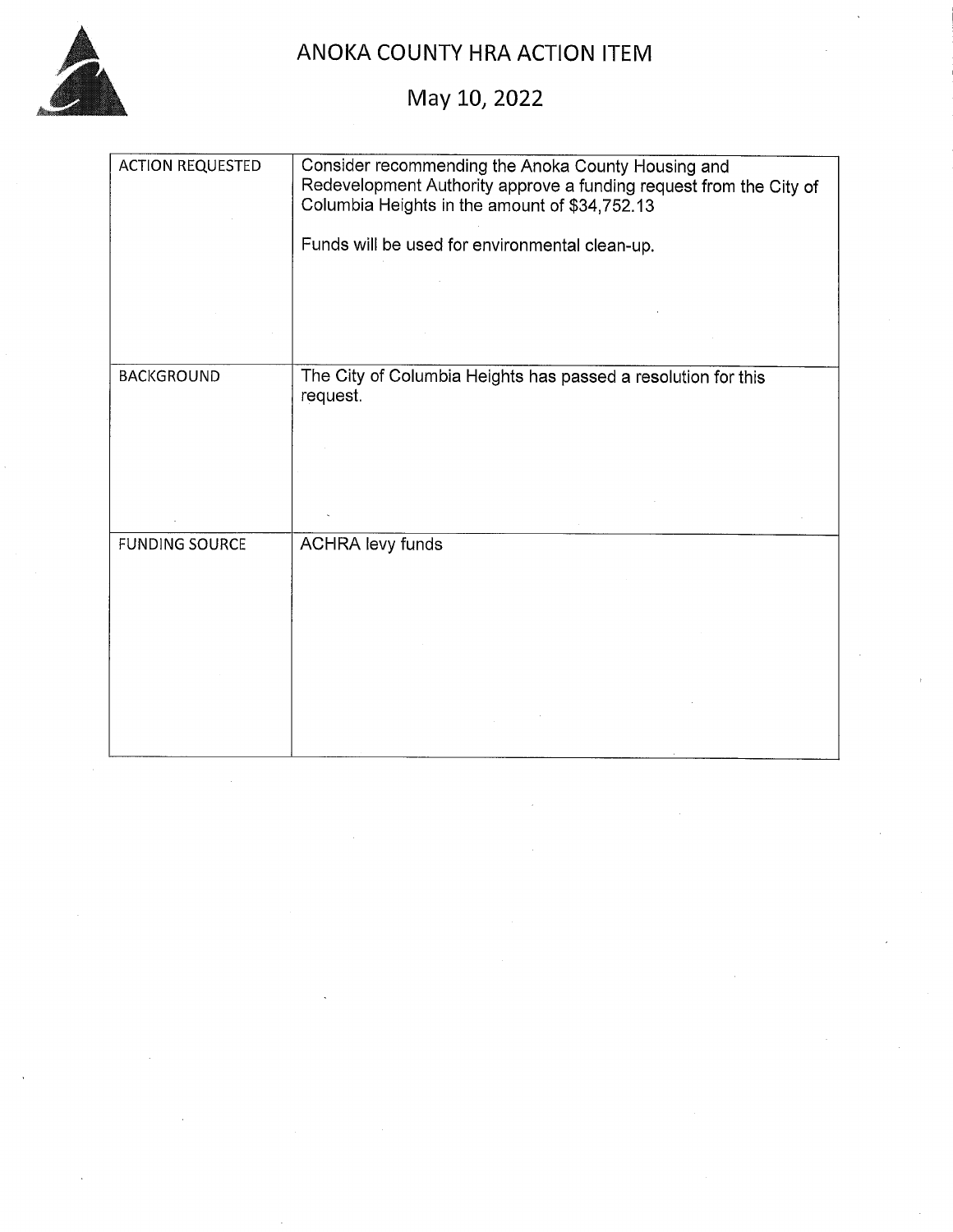# ANOKA COUNTY HRA ACTION ITEM

## May 10, 2022

| | |
|---|---|
| ACTION REQUESTED | Consider recommending the Anoka County Housing and Redevelopment Authority approve a funding request from the City of Columbia Heights in the amount of $34,752.13<br><br>Funds will be used for environmental clean-up. |
| BACKGROUND | The City of Columbia Heights has passed a resolution for this request. |
| FUNDING SOURCE | ACHRA levy funds |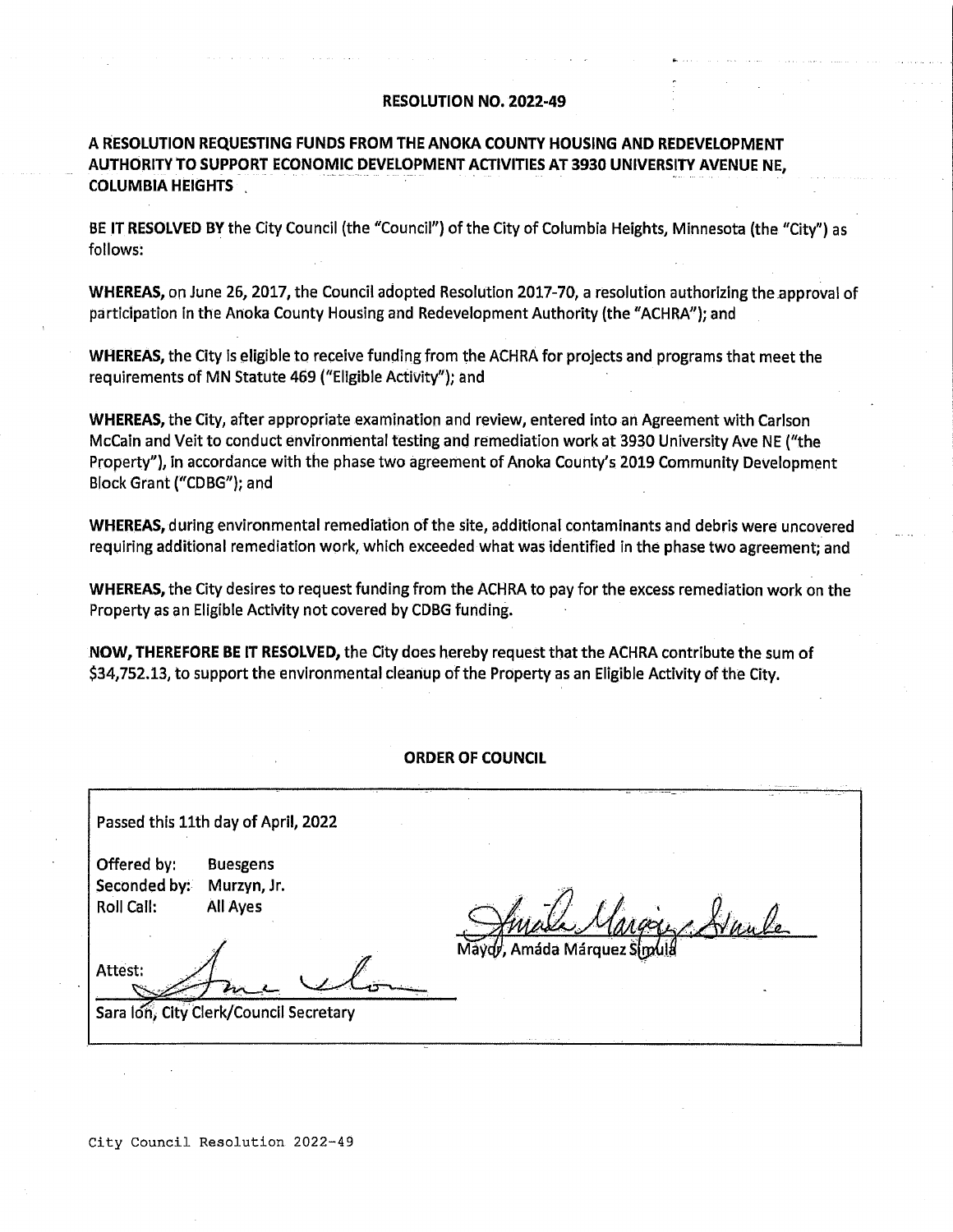**RESOLUTION NO. 2022-49**

**A RESOLUTION REQUESTING FUNDS FROM THE ANOKA COUNTY HOUSING AND REDEVELOPMENT AUTHORITY TO SUPPORT ECONOMIC DEVELOPMENT ACTIVITIES AT 3930 UNIVERSITY AVENUE NE, COLUMBIA HEIGHTS**

**BE IT RESOLVED BY** the City Council (the "Council") of the City of Columbia Heights, Minnesota (the "City") as follows:

**WHEREAS,** on June 26, 2017, the Council adopted Resolution 2017-70, a resolution authorizing the approval of participation in the Anoka County Housing and Redevelopment Authority (the "ACHRA"); and

**WHEREAS,** the City is eligible to receive funding from the ACHRA for projects and programs that meet the requirements of MN Statute 469 ("Eligible Activity"); and

**WHEREAS,** the City, after appropriate examination and review, entered into an Agreement with Carlson McCain and Veit to conduct environmental testing and remediation work at 3930 University Ave NE ("the Property"), in accordance with the phase two agreement of Anoka County's 2019 Community Development Block Grant ("CDBG"); and

**WHEREAS,** during environmental remediation of the site, additional contaminants and debris were uncovered requiring additional remediation work, which exceeded what was identified in the phase two agreement; and

**WHEREAS,** the City desires to request funding from the ACHRA to pay for the excess remediation work on the Property as an Eligible Activity not covered by CDBG funding.

**NOW, THEREFORE BE IT RESOLVED,** the City does hereby request that the ACHRA contribute the sum of $34,752.13, to support the environmental cleanup of the Property as an Eligible Activity of the City.

**ORDER OF COUNCIL**

Passed this 11th day of April, 2022

Offered by: Buesgens
Seconded by: Murzyn, Jr.
Roll Call: All Ayes

Mayor, Amáda Márquez Simula

Attest:

Sara Ion, City Clerk/Council Secretary